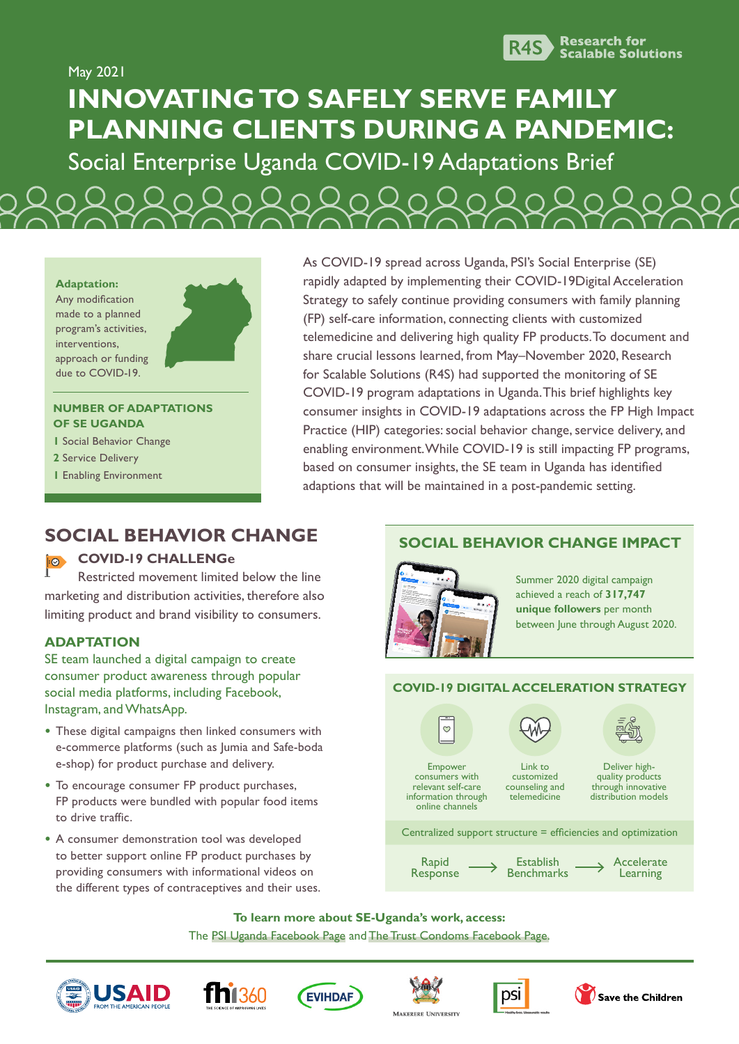May 2021

# INNOVATING TO SAFELY SERVE FAMILY PLANNING CLIENTS DURING A PANDEMIC:

## Social Enterprise Uganda COVID-19 Adaptations Brief

**Adaptation:**
Any modification made to a planned program's activities, interventions, approach or funding due to COVID-19.

**NUMBER OF ADAPTATIONS OF SE UGANDA**

- **1** Social Behavior Change
- **2** Service Delivery
- **1** Enabling Environment

As COVID-19 spread across Uganda, PSI's Social Enterprise (SE) rapidly adapted by implementing their COVID-19Digital Acceleration Strategy to safely continue providing consumers with family planning (FP) self-care information, connecting clients with customized telemedicine and delivering high quality FP products. To document and share crucial lessons learned, from May–November 2020, Research for Scalable Solutions (R4S) had supported the monitoring of SE COVID-19 program adaptations in Uganda. This brief highlights key consumer insights in COVID-19 adaptations across the FP High Impact Practice (HIP) categories: social behavior change, service delivery, and enabling environment. While COVID-19 is still impacting FP programs, based on consumer insights, the SE team in Uganda has identified adaptions that will be maintained in a post-pandemic setting.

## SOCIAL BEHAVIOR CHANGE

### COVID-19 CHALLENGe

Restricted movement limited below the line marketing and distribution activities, therefore also limiting product and brand visibility to consumers.

### ADAPTATION

SE team launched a digital campaign to create consumer product awareness through popular social media platforms, including Facebook, Instagram, and WhatsApp.

- These digital campaigns then linked consumers with e-commerce platforms (such as Jumia and Safe-boda e-shop) for product purchase and delivery.
- To encourage consumer FP product purchases, FP products were bundled with popular food items to drive traffic.
- A consumer demonstration tool was developed to better support online FP product purchases by providing consumers with informational videos on the different types of contraceptives and their uses.

## SOCIAL BEHAVIOR CHANGE IMPACT

Summer 2020 digital campaign achieved a reach of **317,747 unique followers** per month between June through August 2020.

### COVID-19 DIGITAL ACCELERATION STRATEGY

- Empower consumers with relevant self-care information through online channels
- Link to customized counseling and telemedicine
- Deliver high-quality products through innovative distribution models

Centralized support structure = efficiencies and optimization

Rapid Response → Establish Benchmarks → Accelerate Learning

**To learn more about SE-Uganda's work, access:**
The PSI Uganda Facebook Page and The Trust Condoms Facebook Page.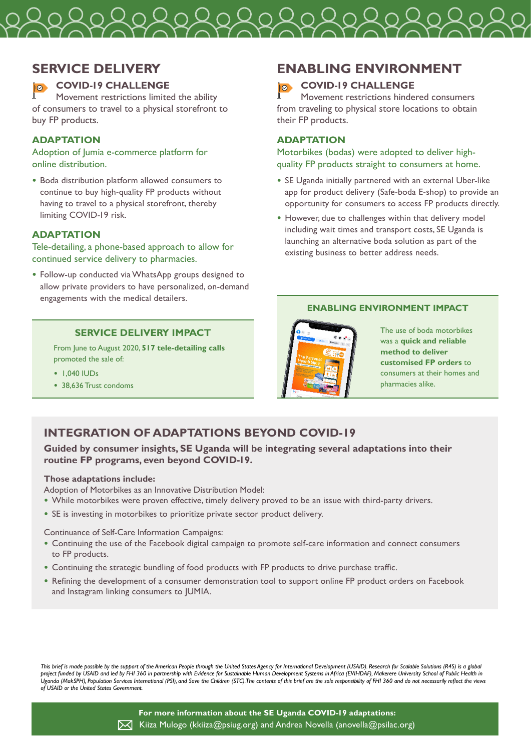## SERVICE DELIVERY

### COVID-19 CHALLENGE

Movement restrictions limited the ability of consumers to travel to a physical storefront to buy FP products.

### ADAPTATION

Adoption of Jumia e-commerce platform for online distribution.

- Boda distribution platform allowed consumers to continue to buy high-quality FP products without having to travel to a physical storefront, thereby limiting COVID-19 risk.

### ADAPTATION

Tele-detailing, a phone-based approach to allow for continued service delivery to pharmacies.

- Follow-up conducted via WhatsApp groups designed to allow private providers to have personalized, on-demand engagements with the medical detailers.

### SERVICE DELIVERY IMPACT

From June to August 2020, **517 tele-detailing calls** promoted the sale of:

- 1,040 IUDs
- 38,636 Trust condoms

## ENABLING ENVIRONMENT

### COVID-19 CHALLENGE

Movement restrictions hindered consumers from traveling to physical store locations to obtain their FP products.

### ADAPTATION

Motorbikes (bodas) were adopted to deliver high-quality FP products straight to consumers at home.

- SE Uganda initially partnered with an external Uber-like app for product delivery (Safe-boda E-shop) to provide an opportunity for consumers to access FP products directly.
- However, due to challenges within that delivery model including wait times and transport costs, SE Uganda is launching an alternative boda solution as part of the existing business to better address needs.

### ENABLING ENVIRONMENT IMPACT

The use of boda motorbikes was a **quick and reliable method to deliver customised FP orders** to consumers at their homes and pharmacies alike.

## INTEGRATION OF ADAPTATIONS BEYOND COVID-19

**Guided by consumer insights, SE Uganda will be integrating several adaptations into their routine FP programs, even beyond COVID-19.**

**Those adaptations include:**

Adoption of Motorbikes as an Innovative Distribution Model:

- While motorbikes were proven effective, timely delivery proved to be an issue with third-party drivers.
- SE is investing in motorbikes to prioritize private sector product delivery.

Continuance of Self-Care Information Campaigns:

- Continuing the use of the Facebook digital campaign to promote self-care information and connect consumers to FP products.
- Continuing the strategic bundling of food products with FP products to drive purchase traffic.
- Refining the development of a consumer demonstration tool to support online FP product orders on Facebook and Instagram linking consumers to JUMIA.

*This brief is made possible by the support of the American People through the United States Agency for International Development (USAID). Research for Scalable Solutions (R4S) is a global project funded by USAID and led by FHI 360 in partnership with Evidence for Sustainable Human Development Systems in Africa (EVIHDAF), Makerere University School of Public Health in Uganda (MakSPH), Population Services International (PSI), and Save the Children (STC).The contents of this brief are the sole responsibility of FHI 360 and do not necessarily reflect the views of USAID or the United States Government.*

**For more information about the SE Uganda COVID-19 adaptations:**
Kiiza Mulogo (kkiiza@psiug.org) and Andrea Novella (anovella@psilac.org)